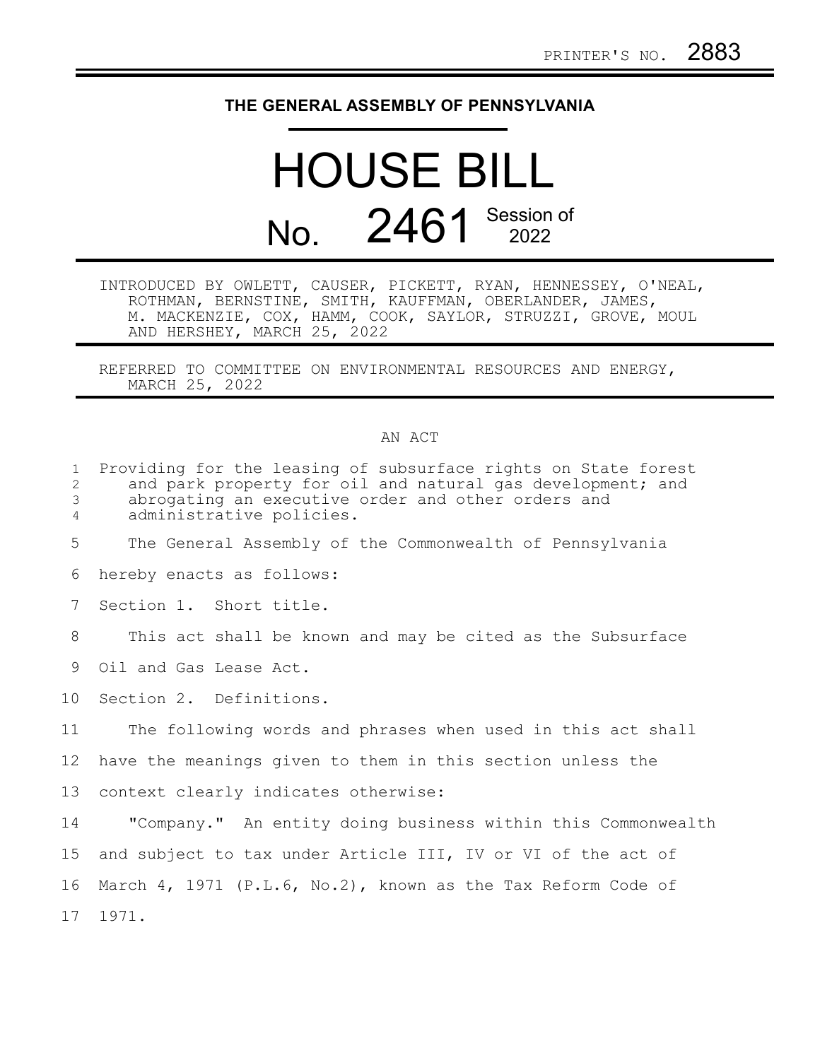PRINTER'S NO. 2883

# THE GENERAL ASSEMBLY OF PENNSYLVANIA

# HOUSE BILL No. 2461 Session of 2022

INTRODUCED BY OWLETT, CAUSER, PICKETT, RYAN, HENNESSEY, O'NEAL, ROTHMAN, BERNSTINE, SMITH, KAUFFMAN, OBERLANDER, JAMES, M. MACKENZIE, COX, HAMM, COOK, SAYLOR, STRUZZI, GROVE, MOUL AND HERSHEY, MARCH 25, 2022

REFERRED TO COMMITTEE ON ENVIRONMENTAL RESOURCES AND ENERGY, MARCH 25, 2022

## AN ACT

Providing for the leasing of subsurface rights on State forest and park property for oil and natural gas development; and abrogating an executive order and other orders and administrative policies.

The General Assembly of the Commonwealth of Pennsylvania hereby enacts as follows:

Section 1. Short title.

This act shall be known and may be cited as the Subsurface Oil and Gas Lease Act.

Section 2. Definitions.

The following words and phrases when used in this act shall have the meanings given to them in this section unless the context clearly indicates otherwise:

"Company." An entity doing business within this Commonwealth and subject to tax under Article III, IV or VI of the act of March 4, 1971 (P.L.6, No.2), known as the Tax Reform Code of 1971.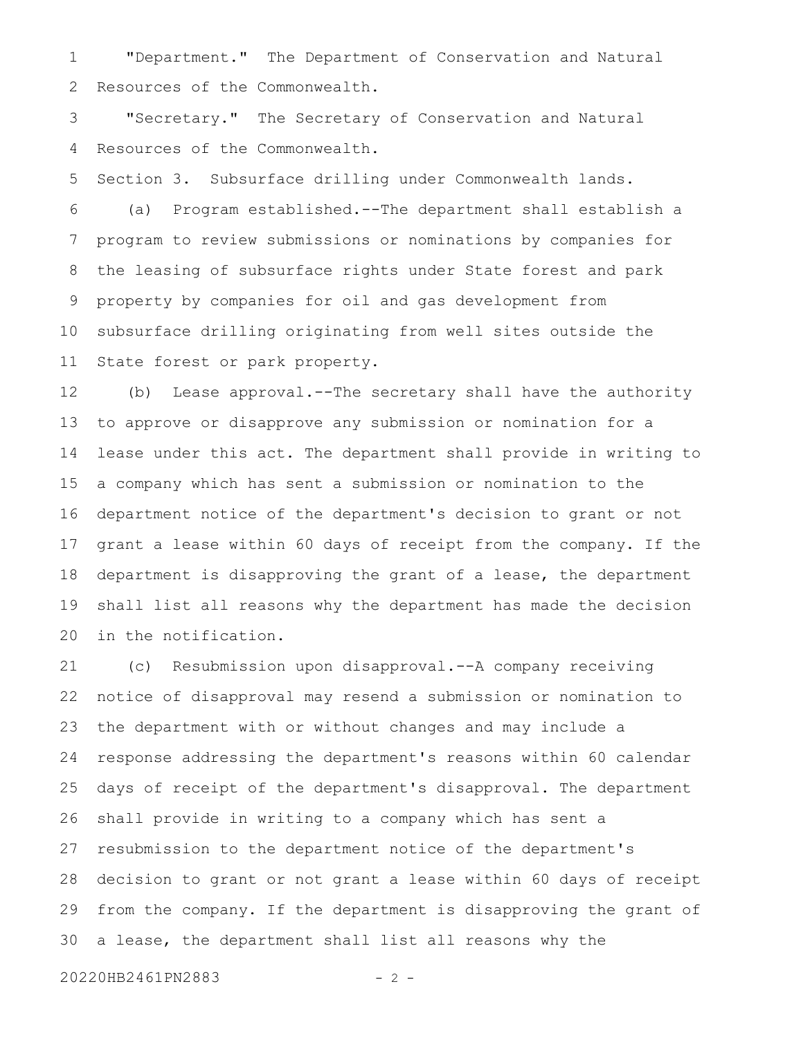"Department." The Department of Conservation and Natural Resources of the Commonwealth.

"Secretary." The Secretary of Conservation and Natural Resources of the Commonwealth.

Section 3. Subsurface drilling under Commonwealth lands.

(a) Program established.--The department shall establish a program to review submissions or nominations by companies for the leasing of subsurface rights under State forest and park property by companies for oil and gas development from subsurface drilling originating from well sites outside the State forest or park property.

(b) Lease approval.--The secretary shall have the authority to approve or disapprove any submission or nomination for a lease under this act. The department shall provide in writing to a company which has sent a submission or nomination to the department notice of the department's decision to grant or not grant a lease within 60 days of receipt from the company. If the department is disapproving the grant of a lease, the department shall list all reasons why the department has made the decision in the notification.

(c) Resubmission upon disapproval.--A company receiving notice of disapproval may resend a submission or nomination to the department with or without changes and may include a response addressing the department's reasons within 60 calendar days of receipt of the department's disapproval. The department shall provide in writing to a company which has sent a resubmission to the department notice of the department's decision to grant or not grant a lease within 60 days of receipt from the company. If the department is disapproving the grant of a lease, the department shall list all reasons why the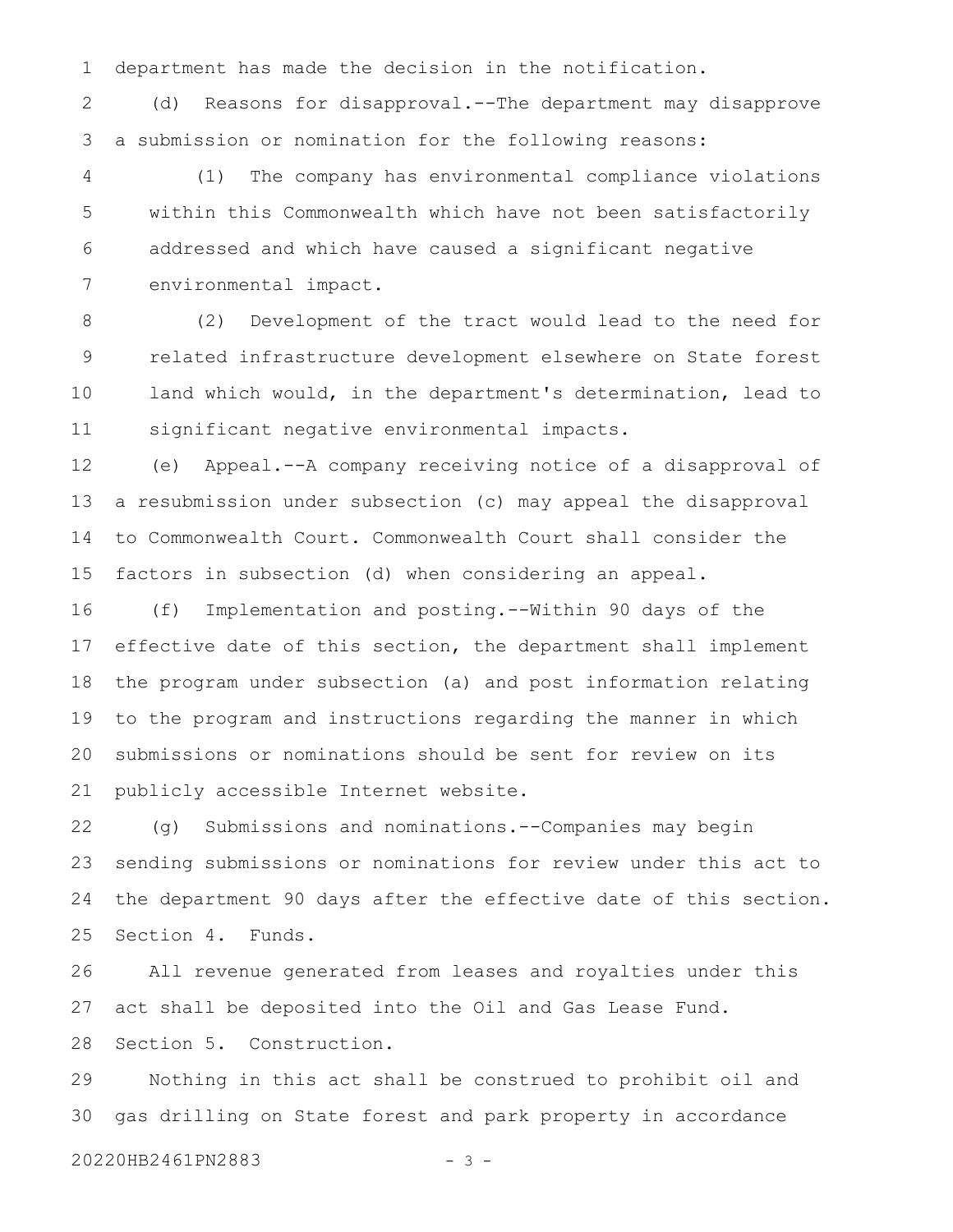department has made the decision in the notification.

(d) Reasons for disapproval.--The department may disapprove a submission or nomination for the following reasons:

(1) The company has environmental compliance violations within this Commonwealth which have not been satisfactorily addressed and which have caused a significant negative environmental impact.

(2) Development of the tract would lead to the need for related infrastructure development elsewhere on State forest land which would, in the department's determination, lead to significant negative environmental impacts.

(e) Appeal.--A company receiving notice of a disapproval of a resubmission under subsection (c) may appeal the disapproval to Commonwealth Court. Commonwealth Court shall consider the factors in subsection (d) when considering an appeal.

(f) Implementation and posting.--Within 90 days of the effective date of this section, the department shall implement the program under subsection (a) and post information relating to the program and instructions regarding the manner in which submissions or nominations should be sent for review on its publicly accessible Internet website.

(g) Submissions and nominations.--Companies may begin sending submissions or nominations for review under this act to the department 90 days after the effective date of this section.

Section 4. Funds.

All revenue generated from leases and royalties under this act shall be deposited into the Oil and Gas Lease Fund.

Section 5. Construction.

Nothing in this act shall be construed to prohibit oil and gas drilling on State forest and park property in accordance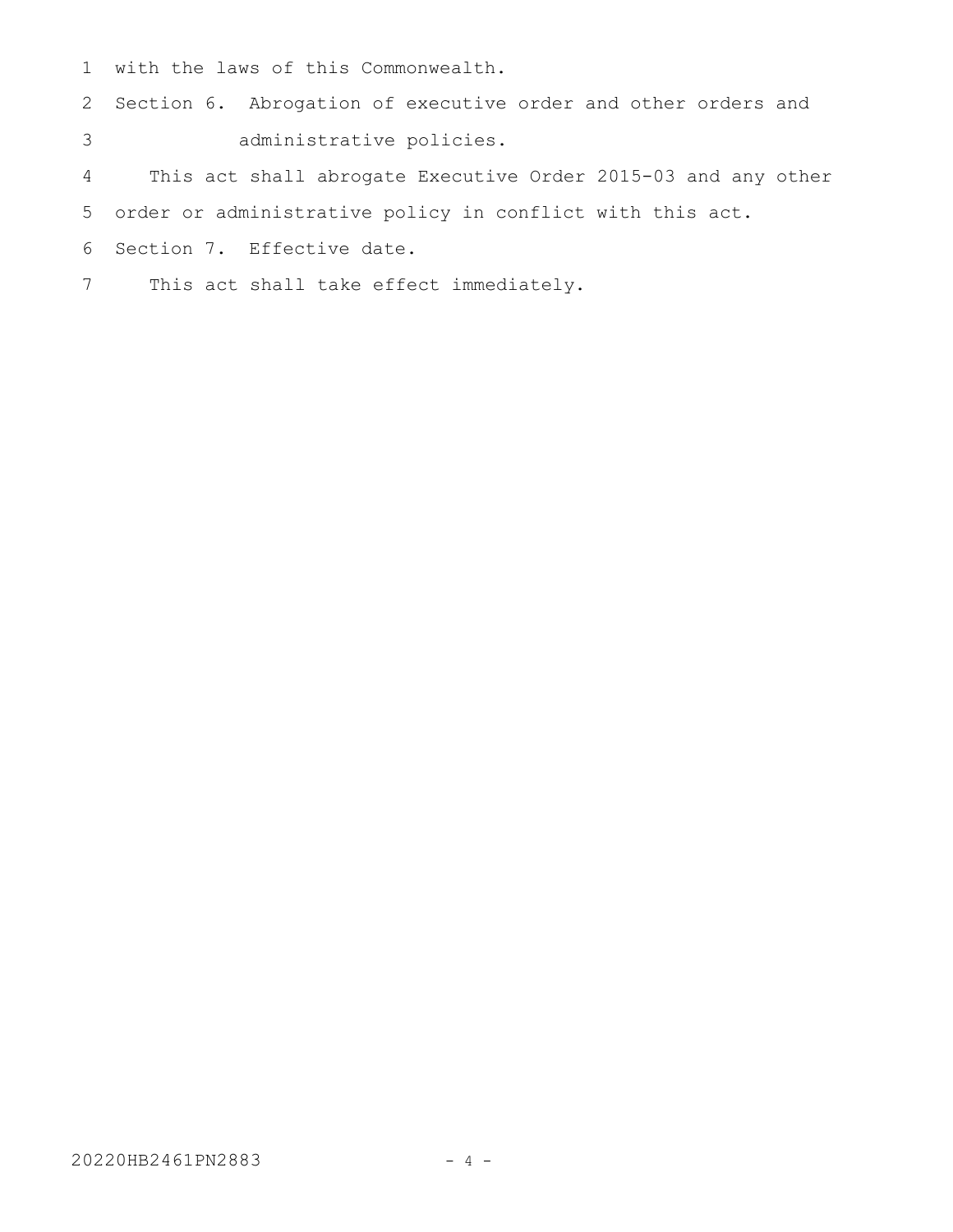with the laws of this Commonwealth.

Section 6. Abrogation of executive order and other orders and administrative policies.

This act shall abrogate Executive Order 2015-03 and any other order or administrative policy in conflict with this act.

Section 7. Effective date.

This act shall take effect immediately.